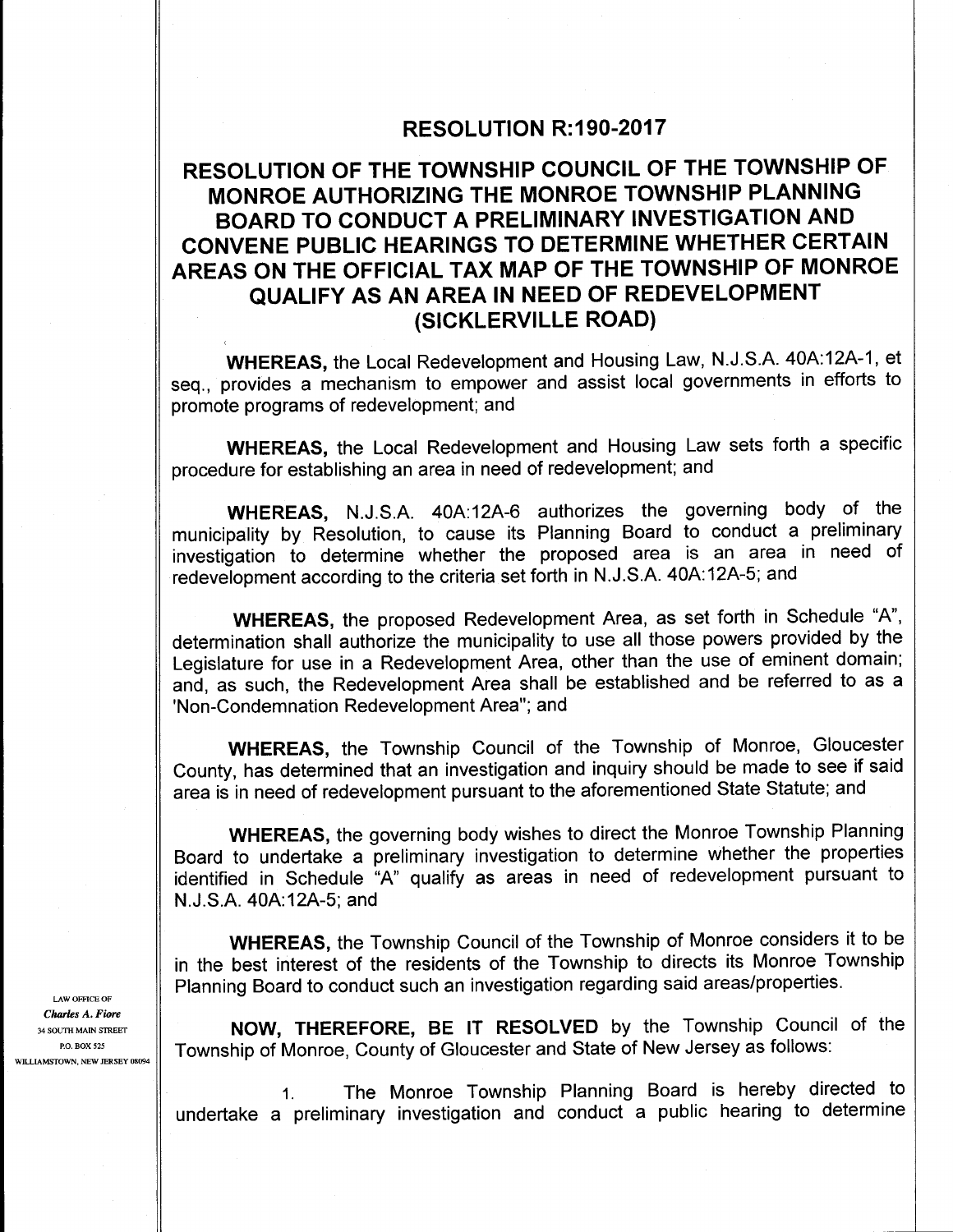# RESOLUTION R:190-2017

## RESOLUTION OF THE TOWNSHIP COUNCIL OF THE TOWNSHIP OF MONROE AUTHORIZING THE MONROE TOWNSHIP PLANNING BOARD TO CONDUCT A PRELIMINARY INVESTIGATION AND CONVENE PUBLIC HEARINGS TO DETERMINE WHETHER CERTAIN AREAS ON THE OFFICIAL TAX MAP OF THE TOWNSHIP OF MONROE QUALIFY AS AN AREA IN NEED OF REDEVELOPMENT (SICKLERVILLE ROAD)

**WHEREAS,** the Local Redevelopment and Housing Law, N.J.S.A. 40A:12A-1, et seq., provides a mechanism to empower and assist local governments in efforts to promote programs of redevelopment; and

**WHEREAS,** the Local Redevelopment and Housing Law sets forth a specific procedure for establishing an area in need of redevelopment; and

**WHEREAS,** N.J.S.A. 40A:12A-6 authorizes the governing body of the municipality by Resolution, to cause its Planning Board to conduct a preliminary investigation to determine whether the proposed area is an area in need of redevelopment according to the criteria set forth in N.J.S.A. 40A:12A-5; and

**WHEREAS,** the proposed Redevelopment Area, as set forth in Schedule "A", determination shall authorize the municipality to use all those powers provided by the Legislature for use in a Redevelopment Area, other than the use of eminent domain; and, as such, the Redevelopment Area shall be established and be referred to as a 'Non-Condemnation Redevelopment Area"; and

**WHEREAS,** the Township Council of the Township of Monroe, Gloucester County, has determined that an investigation and inquiry should be made to see if said area is in need of redevelopment pursuant to the aforementioned State Statute; and

**WHEREAS,** the governing body wishes to direct the Monroe Township Planning Board to undertake a preliminary investigation to determine whether the properties identified in Schedule "A" qualify as areas in need of redevelopment pursuant to N.J.S.A. 40A:12A-5; and

**WHEREAS,** the Township Council of the Township of Monroe considers it to be in the best interest of the residents of the Township to directs its Monroe Township Planning Board to conduct such an investigation regarding said areas/properties.

LAW OFFICE OF
*Charles A. Fiore*
34 SOUTH MAIN STREET
P.O. BOX 525
WILLIAMSTOWN, NEW JERSEY 08094

**NOW, THEREFORE, BE IT RESOLVED** by the Township Council of the Township of Monroe, County of Gloucester and State of New Jersey as follows:

1. The Monroe Township Planning Board is hereby directed to undertake a preliminary investigation and conduct a public hearing to determine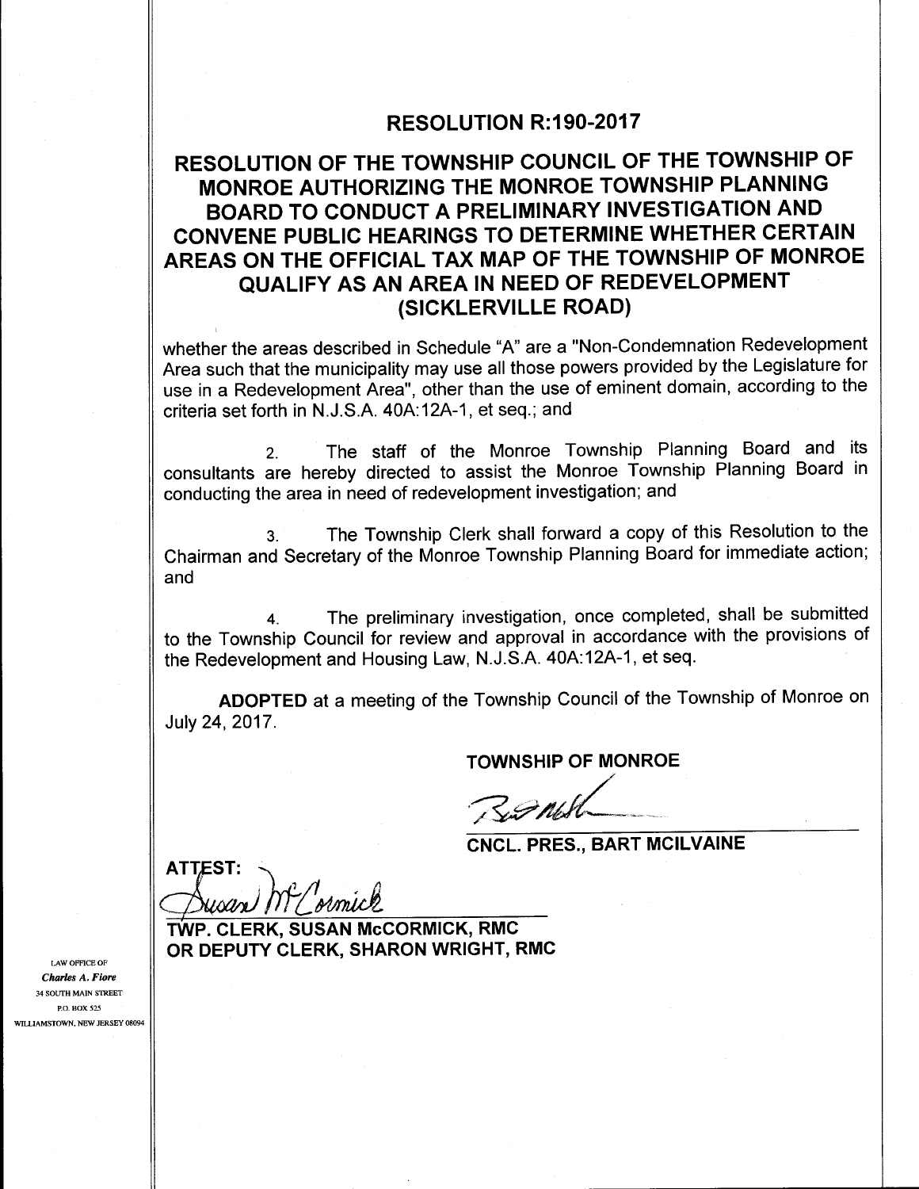## RESOLUTION R:190-2017

## RESOLUTION OF THE TOWNSHIP COUNCIL OF THE TOWNSHIP OF MONROE AUTHORIZING THE MONROE TOWNSHIP PLANNING BOARD TO CONDUCT A PRELIMINARY INVESTIGATION AND CONVENE PUBLIC HEARINGS TO DETERMINE WHETHER CERTAIN AREAS ON THE OFFICIAL TAX MAP OF THE TOWNSHIP OF MONROE QUALIFY AS AN AREA IN NEED OF REDEVELOPMENT (SICKLERVILLE ROAD)

whether the areas described in Schedule "A" are a "Non-Condemnation Redevelopment Area such that the municipality may use all those powers provided by the Legislature for use in a Redevelopment Area", other than the use of eminent domain, according to the criteria set forth in N.J.S.A. 40A:12A-1, et seq.; and

2. The staff of the Monroe Township Planning Board and its consultants are hereby directed to assist the Monroe Township Planning Board in conducting the area in need of redevelopment investigation; and

3. The Township Clerk shall forward a copy of this Resolution to the Chairman and Secretary of the Monroe Township Planning Board for immediate action; and

4. The preliminary investigation, once completed, shall be submitted to the Township Council for review and approval in accordance with the provisions of the Redevelopment and Housing Law, N.J.S.A. 40A:12A-1, et seq.

**ADOPTED** at a meeting of the Township Council of the Township of Monroe on July 24, 2017.

**TOWNSHIP OF MONROE**

**CNCL. PRES., BART MCILVAINE**

**ATTEST:**

**TWP. CLERK, SUSAN McCORMICK, RMC**
**OR DEPUTY CLERK, SHARON WRIGHT, RMC**

LAW OFFICE OF
*Charles A. Fiore*
34 SOUTH MAIN STREET
P.O. BOX 525
WILLIAMSTOWN, NEW JERSEY 08094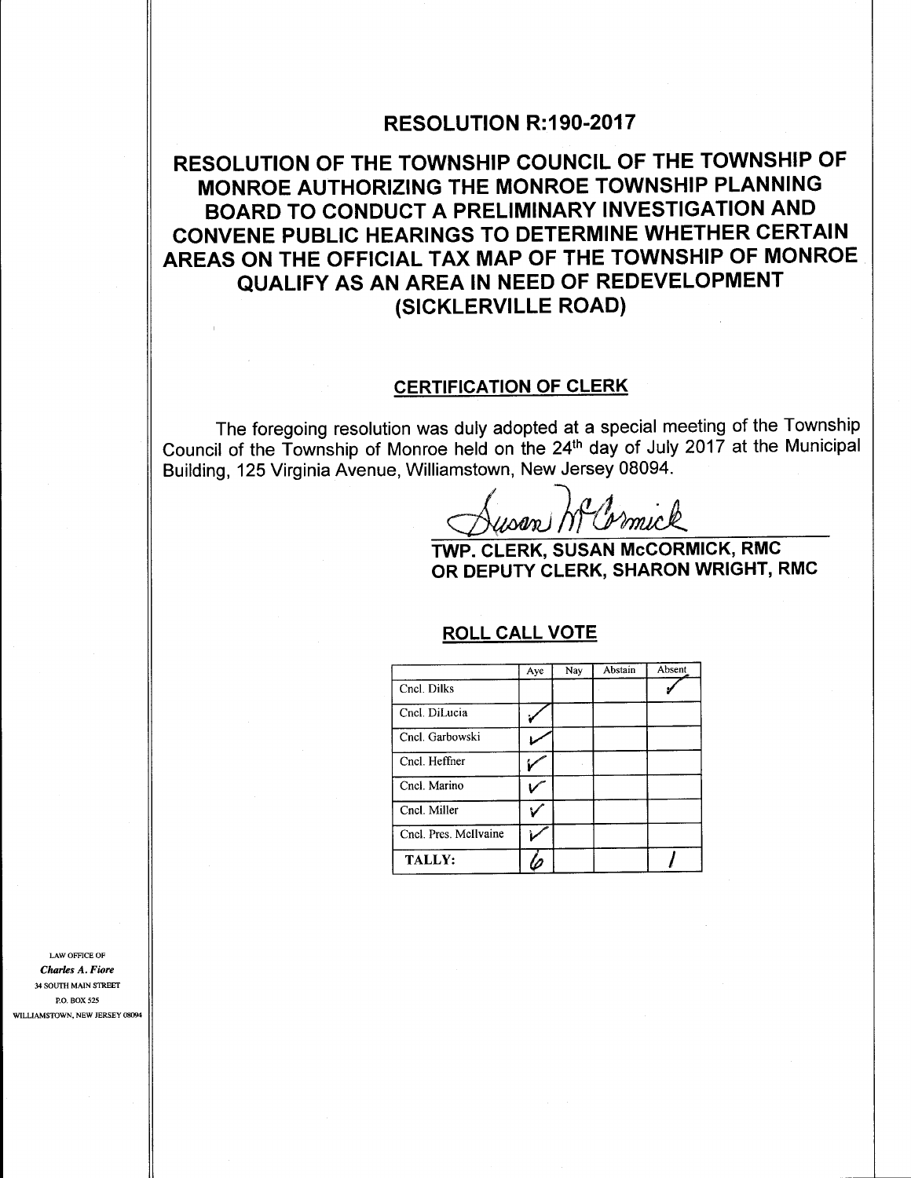# RESOLUTION R:190-2017

## RESOLUTION OF THE TOWNSHIP COUNCIL OF THE TOWNSHIP OF MONROE AUTHORIZING THE MONROE TOWNSHIP PLANNING BOARD TO CONDUCT A PRELIMINARY INVESTIGATION AND CONVENE PUBLIC HEARINGS TO DETERMINE WHETHER CERTAIN AREAS ON THE OFFICIAL TAX MAP OF THE TOWNSHIP OF MONROE QUALIFY AS AN AREA IN NEED OF REDEVELOPMENT (SICKLERVILLE ROAD)

### CERTIFICATION OF CLERK

The foregoing resolution was duly adopted at a special meeting of the Township Council of the Township of Monroe held on the 24th day of July 2017 at the Municipal Building, 125 Virginia Avenue, Williamstown, New Jersey 08094.

Susan McCormick

**TWP. CLERK, SUSAN McCORMICK, RMC**
**OR DEPUTY CLERK, SHARON WRIGHT, RMC**

### ROLL CALL VOTE

| | Aye | Nay | Abstain | Absent |
|---|---|---|---|---|
| Cncl. Dilks | | | | ✓ |
| Cncl. DiLucia | ✓ | | | |
| Cncl. Garbowski | ✓ | | | |
| Cncl. Heffner | ✓ | | | |
| Cncl. Marino | ✓ | | | |
| Cncl. Miller | ✓ | | | |
| Cncl. Pres. McIlvaine | ✓ | | | |
| **TALLY:** | 6 | | | 1 |

LAW OFFICE OF
*Charles A. Fiore*
34 SOUTH MAIN STREET
P.O. BOX 525
WILLIAMSTOWN, NEW JERSEY 08094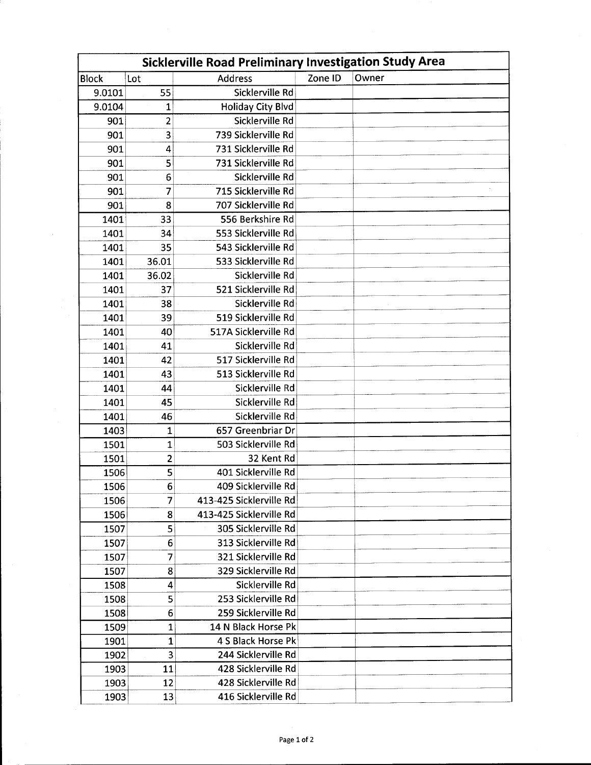| Sicklerville Road Preliminary Investigation Study Area | | | | |
|---|---|---|---|---|
| Block | Lot | Address | Zone ID | Owner |
| 9.0101 | 55 | Sicklerville Rd | | |
| 9.0104 | 1 | Holiday City Blvd | | |
| 901 | 2 | Sicklerville Rd | | |
| 901 | 3 | 739 Sicklerville Rd | | |
| 901 | 4 | 731 Sicklerville Rd | | |
| 901 | 5 | 731 Sicklerville Rd | | |
| 901 | 6 | Sicklerville Rd | | |
| 901 | 7 | 715 Sicklerville Rd | | |
| 901 | 8 | 707 Sicklerville Rd | | |
| 1401 | 33 | 556 Berkshire Rd | | |
| 1401 | 34 | 553 Sicklerville Rd | | |
| 1401 | 35 | 543 Sicklerville Rd | | |
| 1401 | 36.01 | 533 Sicklerville Rd | | |
| 1401 | 36.02 | Sicklerville Rd | | |
| 1401 | 37 | 521 Sicklerville Rd | | |
| 1401 | 38 | Sicklerville Rd | | |
| 1401 | 39 | 519 Sicklerville Rd | | |
| 1401 | 40 | 517A Sicklerville Rd | | |
| 1401 | 41 | Sicklerville Rd | | |
| 1401 | 42 | 517 Sicklerville Rd | | |
| 1401 | 43 | 513 Sicklerville Rd | | |
| 1401 | 44 | Sicklerville Rd | | |
| 1401 | 45 | Sicklerville Rd | | |
| 1401 | 46 | Sicklerville Rd | | |
| 1403 | 1 | 657 Greenbriar Dr | | |
| 1501 | 1 | 503 Sicklerville Rd | | |
| 1501 | 2 | 32 Kent Rd | | |
| 1506 | 5 | 401 Sicklerville Rd | | |
| 1506 | 6 | 409 Sicklerville Rd | | |
| 1506 | 7 | 413-425 Sicklerville Rd | | |
| 1506 | 8 | 413-425 Sicklerville Rd | | |
| 1507 | 5 | 305 Sicklerville Rd | | |
| 1507 | 6 | 313 Sicklerville Rd | | |
| 1507 | 7 | 321 Sicklerville Rd | | |
| 1507 | 8 | 329 Sicklerville Rd | | |
| 1508 | 4 | Sicklerville Rd | | |
| 1508 | 5 | 253 Sicklerville Rd | | |
| 1508 | 6 | 259 Sicklerville Rd | | |
| 1509 | 1 | 14 N Black Horse Pk | | |
| 1901 | 1 | 4 S Black Horse Pk | | |
| 1902 | 3 | 244 Sicklerville Rd | | |
| 1903 | 11 | 428 Sicklerville Rd | | |
| 1903 | 12 | 428 Sicklerville Rd | | |
| 1903 | 13 | 416 Sicklerville Rd | | |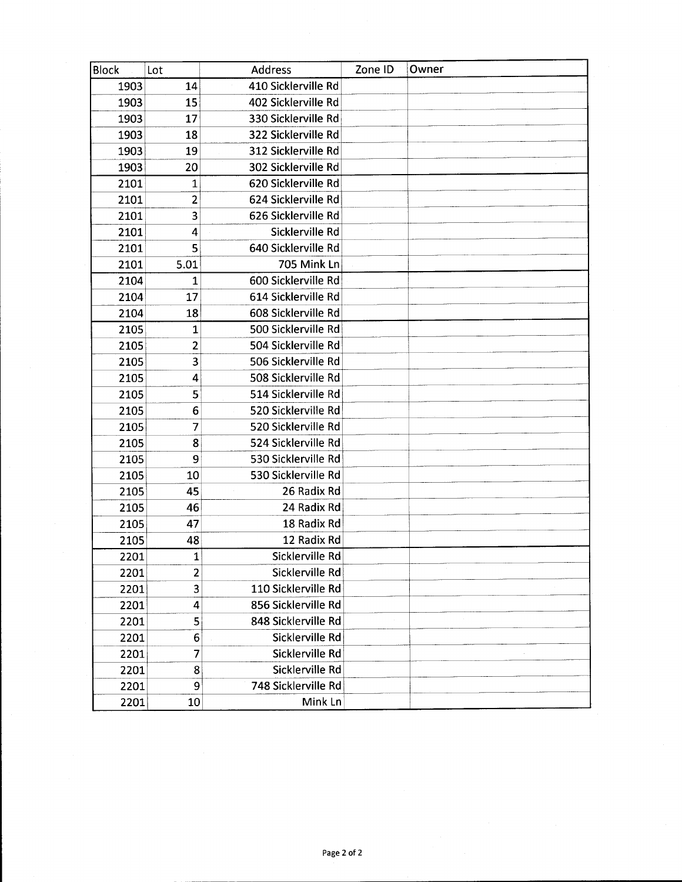| Block | Lot | Address | Zone ID | Owner |
|---|---|---|---|---|
| 1903 | 14 | 410 Sicklerville Rd | | |
| 1903 | 15 | 402 Sicklerville Rd | | |
| 1903 | 17 | 330 Sicklerville Rd | | |
| 1903 | 18 | 322 Sicklerville Rd | | |
| 1903 | 19 | 312 Sicklerville Rd | | |
| 1903 | 20 | 302 Sicklerville Rd | | |
| 2101 | 1 | 620 Sicklerville Rd | | |
| 2101 | 2 | 624 Sicklerville Rd | | |
| 2101 | 3 | 626 Sicklerville Rd | | |
| 2101 | 4 | Sicklerville Rd | | |
| 2101 | 5 | 640 Sicklerville Rd | | |
| 2101 | 5.01 | 705 Mink Ln | | |
| 2104 | 1 | 600 Sicklerville Rd | | |
| 2104 | 17 | 614 Sicklerville Rd | | |
| 2104 | 18 | 608 Sicklerville Rd | | |
| 2105 | 1 | 500 Sicklerville Rd | | |
| 2105 | 2 | 504 Sicklerville Rd | | |
| 2105 | 3 | 506 Sicklerville Rd | | |
| 2105 | 4 | 508 Sicklerville Rd | | |
| 2105 | 5 | 514 Sicklerville Rd | | |
| 2105 | 6 | 520 Sicklerville Rd | | |
| 2105 | 7 | 520 Sicklerville Rd | | |
| 2105 | 8 | 524 Sicklerville Rd | | |
| 2105 | 9 | 530 Sicklerville Rd | | |
| 2105 | 10 | 530 Sicklerville Rd | | |
| 2105 | 45 | 26 Radix Rd | | |
| 2105 | 46 | 24 Radix Rd | | |
| 2105 | 47 | 18 Radix Rd | | |
| 2105 | 48 | 12 Radix Rd | | |
| 2201 | 1 | Sicklerville Rd | | |
| 2201 | 2 | Sicklerville Rd | | |
| 2201 | 3 | 110 Sicklerville Rd | | |
| 2201 | 4 | 856 Sicklerville Rd | | |
| 2201 | 5 | 848 Sicklerville Rd | | |
| 2201 | 6 | Sicklerville Rd | | |
| 2201 | 7 | Sicklerville Rd | | |
| 2201 | 8 | Sicklerville Rd | | |
| 2201 | 9 | 748 Sicklerville Rd | | |
| 2201 | 10 | Mink Ln | | |